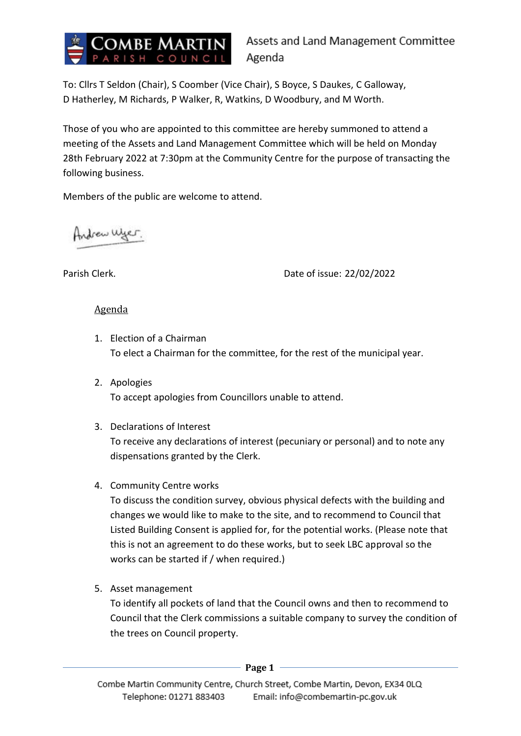Assets and Land Management Committee Agenda

To: Cllrs T Seldon (Chair), S Coomber (Vice Chair), S Boyce, S Daukes, C Galloway, D Hatherley, M Richards, P Walker, R, Watkins, D Woodbury, and M Worth.

Those of you who are appointed to this committee are hereby summoned to attend a meeting of the Assets and Land Management Committee which will be held on Monday 28th February 2022 at 7:30pm at the Community Centre for the purpose of transacting the following business.

Members of the public are welcome to attend.

Andrew Wyer.

Parish Clerk.

Date of issue: 22/02/2022

## Agenda

1. Election of a Chairman
   To elect a Chairman for the committee, for the rest of the municipal year.

2. Apologies
   To accept apologies from Councillors unable to attend.

3. Declarations of Interest
   To receive any declarations of interest (pecuniary or personal) and to note any dispensations granted by the Clerk.

4. Community Centre works
   To discuss the condition survey, obvious physical defects with the building and changes we would like to make to the site, and to recommend to Council that Listed Building Consent is applied for, for the potential works. (Please note that this is not an agreement to do these works, but to seek LBC approval so the works can be started if / when required.)

5. Asset management
   To identify all pockets of land that the Council owns and then to recommend to Council that the Clerk commissions a suitable company to survey the condition of the trees on Council property.

Combe Martin Community Centre, Church Street, Combe Martin, Devon, EX34 0LQ
Telephone: 01271 883403 Email: info@combemartin-pc.gov.uk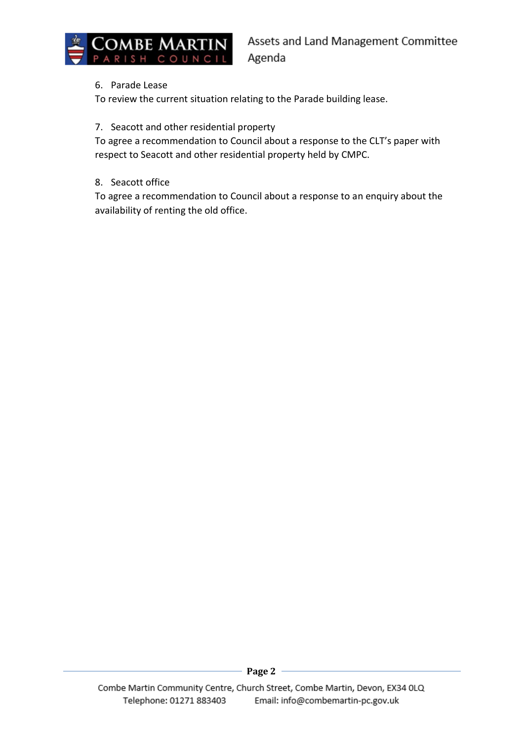6. Parade Lease

To review the current situation relating to the Parade building lease.

7. Seacott and other residential property

To agree a recommendation to Council about a response to the CLT's paper with respect to Seacott and other residential property held by CMPC.

8. Seacott office

To agree a recommendation to Council about a response to an enquiry about the availability of renting the old office.